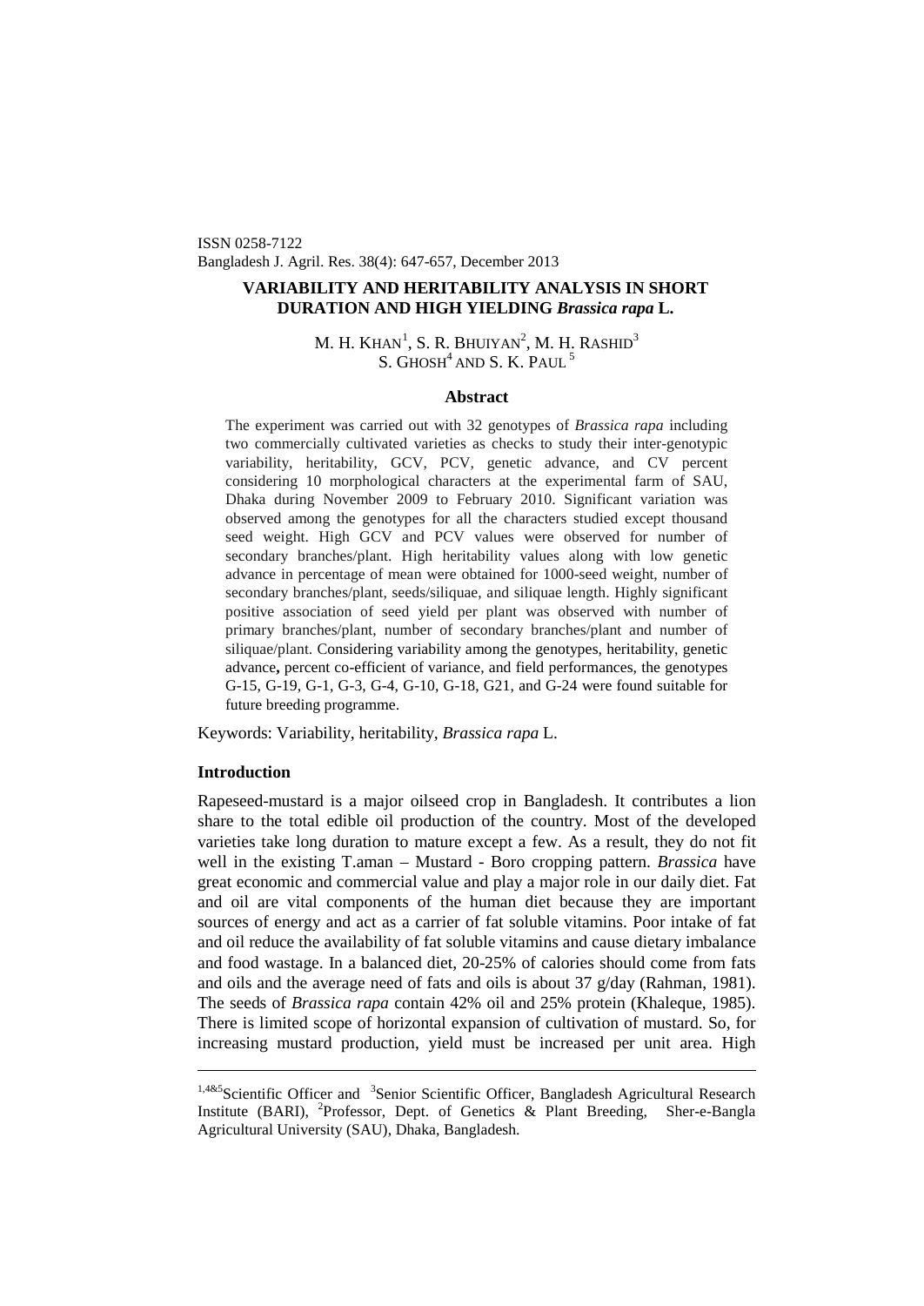ISSN 0258-7122
Bangladesh J. Agril. Res. 38(4): 647-657, December 2013

# VARIABILITY AND HERITABILITY ANALYSIS IN SHORT DURATION AND HIGH YIELDING *Brassica rapa* L.

M. H. KHAN[1], S. R. BHUIYAN[2], M. H. RASHID[3]
S. GHOSH[4] AND S. K. PAUL[5]

## Abstract

The experiment was carried out with 32 genotypes of *Brassica rapa* including two commercially cultivated varieties as checks to study their inter-genotypic variability, heritability, GCV, PCV, genetic advance, and CV percent considering 10 morphological characters at the experimental farm of SAU, Dhaka during November 2009 to February 2010. Significant variation was observed among the genotypes for all the characters studied except thousand seed weight. High GCV and PCV values were observed for number of secondary branches/plant. High heritability values along with low genetic advance in percentage of mean were obtained for 1000-seed weight, number of secondary branches/plant, seeds/siliquae, and siliquae length. Highly significant positive association of seed yield per plant was observed with number of primary branches/plant, number of secondary branches/plant and number of siliquae/plant. Considering variability among the genotypes, heritability, genetic advance**,** percent co-efficient of variance, and field performances, the genotypes G-15, G-19, G-1, G-3, G-4, G-10, G-18, G21, and G-24 were found suitable for future breeding programme.

Keywords: Variability, heritability, *Brassica rapa* L.

## Introduction

Rapeseed-mustard is a major oilseed crop in Bangladesh. It contributes a lion share to the total edible oil production of the country. Most of the developed varieties take long duration to mature except a few. As a result, they do not fit well in the existing T.aman – Mustard - Boro cropping pattern. *Brassica* have great economic and commercial value and play a major role in our daily diet. Fat and oil are vital components of the human diet because they are important sources of energy and act as a carrier of fat soluble vitamins. Poor intake of fat and oil reduce the availability of fat soluble vitamins and cause dietary imbalance and food wastage. In a balanced diet, 20-25% of calories should come from fats and oils and the average need of fats and oils is about 37 g/day (Rahman, 1981). The seeds of *Brassica rapa* contain 42% oil and 25% protein (Khaleque, 1985). There is limited scope of horizontal expansion of cultivation of mustard. So, for increasing mustard production, yield must be increased per unit area. High

---

[1,4&5]Scientific Officer and [3]Senior Scientific Officer, Bangladesh Agricultural Research Institute (BARI), [2]Professor, Dept. of Genetics & Plant Breeding, Sher-e-Bangla Agricultural University (SAU), Dhaka, Bangladesh.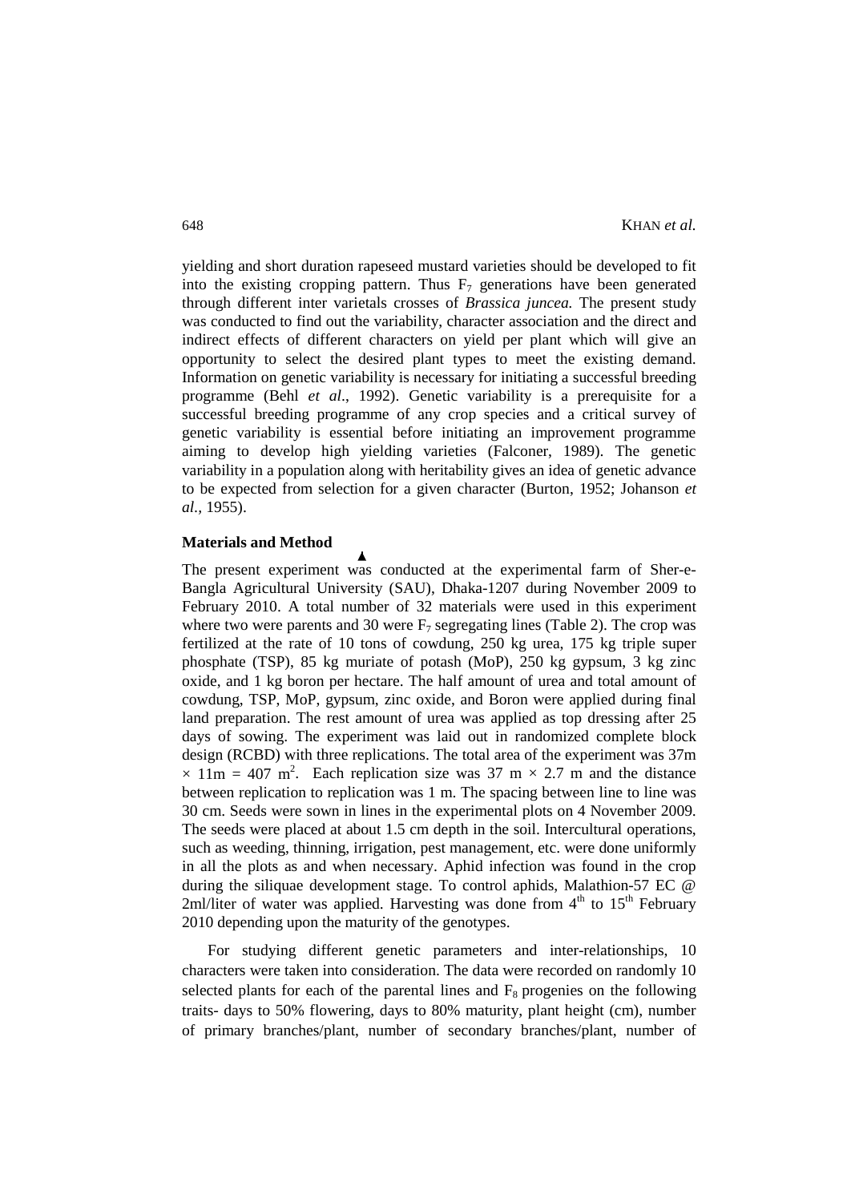yielding and short duration rapeseed mustard varieties should be developed to fit into the existing cropping pattern. Thus $F_7$ generations have been generated through different inter varietals crosses of *Brassica juncea.* The present study was conducted to find out the variability, character association and the direct and indirect effects of different characters on yield per plant which will give an opportunity to select the desired plant types to meet the existing demand. Information on genetic variability is necessary for initiating a successful breeding programme (Behl *et al*., 1992). Genetic variability is a prerequisite for a successful breeding programme of any crop species and a critical survey of genetic variability is essential before initiating an improvement programme aiming to develop high yielding varieties (Falconer, 1989). The genetic variability in a population along with heritability gives an idea of genetic advance to be expected from selection for a given character (Burton, 1952; Johanson *et al.*, 1955).

## Materials and Method

The present experiment was conducted at the experimental farm of Sher-e-Bangla Agricultural University (SAU), Dhaka-1207 during November 2009 to February 2010. A total number of 32 materials were used in this experiment where two were parents and 30 were $F_7$ segregating lines (Table 2). The crop was fertilized at the rate of 10 tons of cowdung, 250 kg urea, 175 kg triple super phosphate (TSP), 85 kg muriate of potash (MoP), 250 kg gypsum, 3 kg zinc oxide, and 1 kg boron per hectare. The half amount of urea and total amount of cowdung, TSP, MoP, gypsum, zinc oxide, and Boron were applied during final land preparation. The rest amount of urea was applied as top dressing after 25 days of sowing. The experiment was laid out in randomized complete block design (RCBD) with three replications. The total area of the experiment was 37m $\times$ 11m = 407 $m^2$. Each replication size was 37 m $\times$ 2.7 m and the distance between replication to replication was 1 m. The spacing between line to line was 30 cm. Seeds were sown in lines in the experimental plots on 4 November 2009. The seeds were placed at about 1.5 cm depth in the soil. Intercultural operations, such as weeding, thinning, irrigation, pest management, etc. were done uniformly in all the plots as and when necessary. Aphid infection was found in the crop during the siliquae development stage. To control aphids, Malathion-57 EC @ 2ml/liter of water was applied. Harvesting was done from $4^{th}$ to $15^{th}$ February 2010 depending upon the maturity of the genotypes.

For studying different genetic parameters and inter-relationships, 10 characters were taken into consideration. The data were recorded on randomly 10 selected plants for each of the parental lines and $F_8$ progenies on the following traits- days to 50% flowering, days to 80% maturity, plant height (cm), number of primary branches/plant, number of secondary branches/plant, number of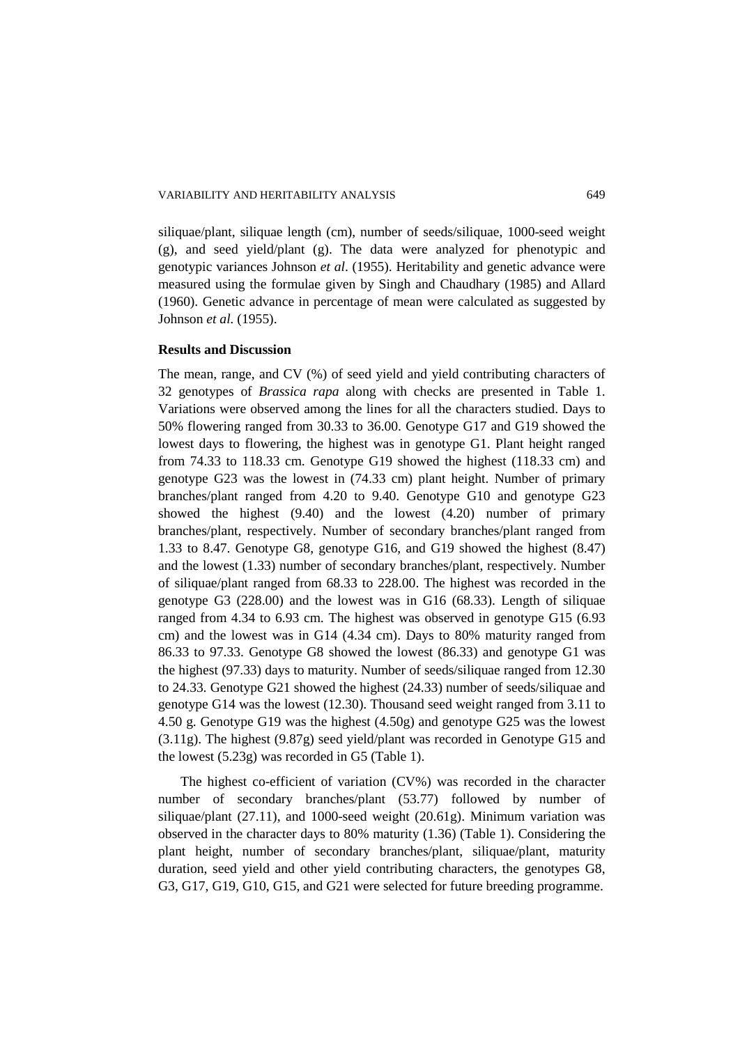siliquae/plant, siliquae length (cm), number of seeds/siliquae, 1000-seed weight (g), and seed yield/plant (g). The data were analyzed for phenotypic and genotypic variances Johnson *et al*. (1955). Heritability and genetic advance were measured using the formulae given by Singh and Chaudhary (1985) and Allard (1960). Genetic advance in percentage of mean were calculated as suggested by Johnson *et al.* (1955).

**Results and Discussion**

The mean, range, and CV (%) of seed yield and yield contributing characters of 32 genotypes of *Brassica rapa* along with checks are presented in Table 1. Variations were observed among the lines for all the characters studied. Days to 50% flowering ranged from 30.33 to 36.00. Genotype G17 and G19 showed the lowest days to flowering, the highest was in genotype G1. Plant height ranged from 74.33 to 118.33 cm. Genotype G19 showed the highest (118.33 cm) and genotype G23 was the lowest in (74.33 cm) plant height. Number of primary branches/plant ranged from 4.20 to 9.40. Genotype G10 and genotype G23 showed the highest (9.40) and the lowest (4.20) number of primary branches/plant, respectively. Number of secondary branches/plant ranged from 1.33 to 8.47. Genotype G8, genotype G16, and G19 showed the highest (8.47) and the lowest (1.33) number of secondary branches/plant, respectively. Number of siliquae/plant ranged from 68.33 to 228.00. The highest was recorded in the genotype G3 (228.00) and the lowest was in G16 (68.33). Length of siliquae ranged from 4.34 to 6.93 cm. The highest was observed in genotype G15 (6.93 cm) and the lowest was in G14 (4.34 cm). Days to 80% maturity ranged from 86.33 to 97.33. Genotype G8 showed the lowest (86.33) and genotype G1 was the highest (97.33) days to maturity. Number of seeds/siliquae ranged from 12.30 to 24.33. Genotype G21 showed the highest (24.33) number of seeds/siliquae and genotype G14 was the lowest (12.30). Thousand seed weight ranged from 3.11 to 4.50 g. Genotype G19 was the highest (4.50g) and genotype G25 was the lowest (3.11g). The highest (9.87g) seed yield/plant was recorded in Genotype G15 and the lowest (5.23g) was recorded in G5 (Table 1).

The highest co-efficient of variation (CV%) was recorded in the character number of secondary branches/plant (53.77) followed by number of siliquae/plant (27.11), and 1000-seed weight (20.61g). Minimum variation was observed in the character days to 80% maturity (1.36) (Table 1). Considering the plant height, number of secondary branches/plant, siliquae/plant, maturity duration, seed yield and other yield contributing characters, the genotypes G8, G3, G17, G19, G10, G15, and G21 were selected for future breeding programme.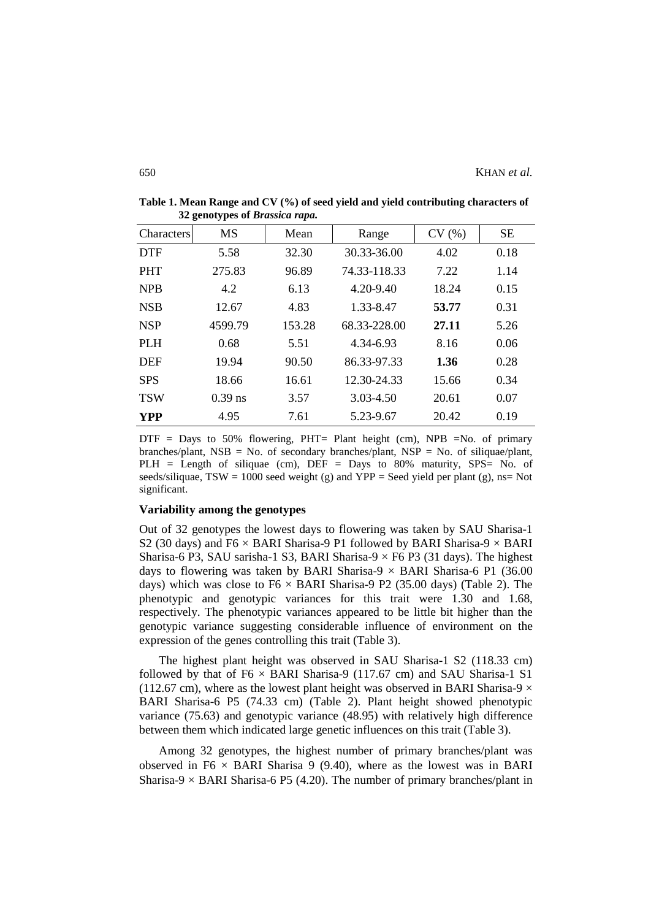**Table 1. Mean Range and CV (%) of seed yield and yield contributing characters of 32 genotypes of *Brassica rapa.***

| Characters | MS | Mean | Range | CV (%) | SE |
|---|---|---|---|---|---|
| DTF | 5.58 | 32.30 | 30.33-36.00 | 4.02 | 0.18 |
| PHT | 275.83 | 96.89 | 74.33-118.33 | 7.22 | 1.14 |
| NPB | 4.2 | 6.13 | 4.20-9.40 | 18.24 | 0.15 |
| NSB | 12.67 | 4.83 | 1.33-8.47 | **53.77** | 0.31 |
| NSP | 4599.79 | 153.28 | 68.33-228.00 | **27.11** | 5.26 |
| PLH | 0.68 | 5.51 | 4.34-6.93 | 8.16 | 0.06 |
| DEF | 19.94 | 90.50 | 86.33-97.33 | **1.36** | 0.28 |
| SPS | 18.66 | 16.61 | 12.30-24.33 | 15.66 | 0.34 |
| TSW | 0.39 ns | 3.57 | 3.03-4.50 | 20.61 | 0.07 |
| **YPP** | 4.95 | 7.61 | 5.23-9.67 | 20.42 | 0.19 |

DTF = Days to 50% flowering, PHT= Plant height (cm), NPB =No. of primary branches/plant, NSB = No. of secondary branches/plant, NSP = No. of siliquae/plant, PLH = Length of siliquae (cm), DEF = Days to 80% maturity, SPS= No. of seeds/siliquae, TSW = 1000 seed weight (g) and YPP = Seed yield per plant (g), ns= Not significant.

### Variability among the genotypes

Out of 32 genotypes the lowest days to flowering was taken by SAU Sharisa-1 S2 (30 days) and F6 × BARI Sharisa-9 P1 followed by BARI Sharisa-9 × BARI Sharisa-6 P3, SAU sarisha-1 S3, BARI Sharisa-9 × F6 P3 (31 days). The highest days to flowering was taken by BARI Sharisa-9 × BARI Sharisa-6 P1 (36.00 days) which was close to F6 × BARI Sharisa-9 P2 (35.00 days) (Table 2). The phenotypic and genotypic variances for this trait were 1.30 and 1.68, respectively. The phenotypic variances appeared to be little bit higher than the genotypic variance suggesting considerable influence of environment on the expression of the genes controlling this trait (Table 3).

The highest plant height was observed in SAU Sharisa-1 S2 (118.33 cm) followed by that of F6 × BARI Sharisa-9 (117.67 cm) and SAU Sharisa-1 S1 (112.67 cm), where as the lowest plant height was observed in BARI Sharisa-9 × BARI Sharisa-6 P5 (74.33 cm) (Table 2). Plant height showed phenotypic variance (75.63) and genotypic variance (48.95) with relatively high difference between them which indicated large genetic influences on this trait (Table 3).

Among 32 genotypes, the highest number of primary branches/plant was observed in F6 × BARI Sharisa 9 (9.40), where as the lowest was in BARI Sharisa-9 × BARI Sharisa-6 P5 (4.20). The number of primary branches/plant in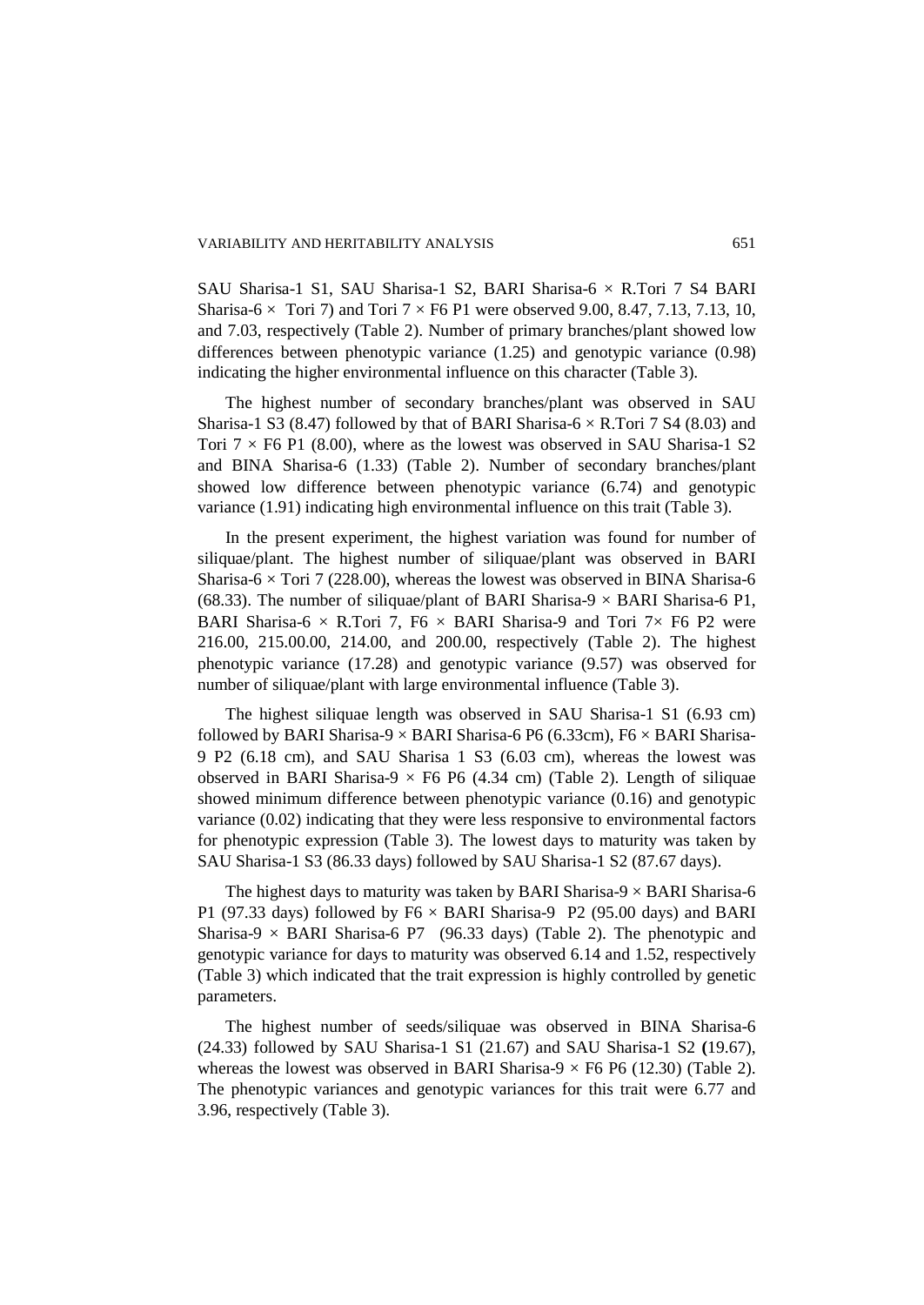SAU Sharisa-1 S1, SAU Sharisa-1 S2, BARI Sharisa-6 × R.Tori 7 S4 BARI Sharisa-6 × Tori 7) and Tori 7 × F6 P1 were observed 9.00, 8.47, 7.13, 7.13, 10, and 7.03, respectively (Table 2). Number of primary branches/plant showed low differences between phenotypic variance (1.25) and genotypic variance (0.98) indicating the higher environmental influence on this character (Table 3).

The highest number of secondary branches/plant was observed in SAU Sharisa-1 S3 (8.47) followed by that of BARI Sharisa-6 × R.Tori 7 S4 (8.03) and Tori 7 × F6 P1 (8.00), where as the lowest was observed in SAU Sharisa-1 S2 and BINA Sharisa-6 (1.33) (Table 2). Number of secondary branches/plant showed low difference between phenotypic variance (6.74) and genotypic variance (1.91) indicating high environmental influence on this trait (Table 3).

In the present experiment, the highest variation was found for number of siliquae/plant. The highest number of siliquae/plant was observed in BARI Sharisa-6 × Tori 7 (228.00), whereas the lowest was observed in BINA Sharisa-6 (68.33). The number of siliquae/plant of BARI Sharisa-9 × BARI Sharisa-6 P1, BARI Sharisa-6 × R.Tori 7, F6 × BARI Sharisa-9 and Tori 7× F6 P2 were 216.00, 215.00.00, 214.00, and 200.00, respectively (Table 2). The highest phenotypic variance (17.28) and genotypic variance (9.57) was observed for number of siliquae/plant with large environmental influence (Table 3).

The highest siliquae length was observed in SAU Sharisa-1 S1 (6.93 cm) followed by BARI Sharisa-9 × BARI Sharisa-6 P6 (6.33cm), F6 × BARI Sharisa-9 P2 (6.18 cm), and SAU Sharisa 1 S3 (6.03 cm), whereas the lowest was observed in BARI Sharisa-9 × F6 P6 (4.34 cm) (Table 2). Length of siliquae showed minimum difference between phenotypic variance (0.16) and genotypic variance (0.02) indicating that they were less responsive to environmental factors for phenotypic expression (Table 3). The lowest days to maturity was taken by SAU Sharisa-1 S3 (86.33 days) followed by SAU Sharisa-1 S2 (87.67 days).

The highest days to maturity was taken by BARI Sharisa-9 × BARI Sharisa-6 P1 (97.33 days) followed by F6 × BARI Sharisa-9 P2 (95.00 days) and BARI Sharisa-9 × BARI Sharisa-6 P7 (96.33 days) (Table 2). The phenotypic and genotypic variance for days to maturity was observed 6.14 and 1.52, respectively (Table 3) which indicated that the trait expression is highly controlled by genetic parameters.

The highest number of seeds/siliquae was observed in BINA Sharisa-6 (24.33) followed by SAU Sharisa-1 S1 (21.67) and SAU Sharisa-1 S2 (19.67), whereas the lowest was observed in BARI Sharisa-9 × F6 P6 (12.30) (Table 2). The phenotypic variances and genotypic variances for this trait were 6.77 and 3.96, respectively (Table 3).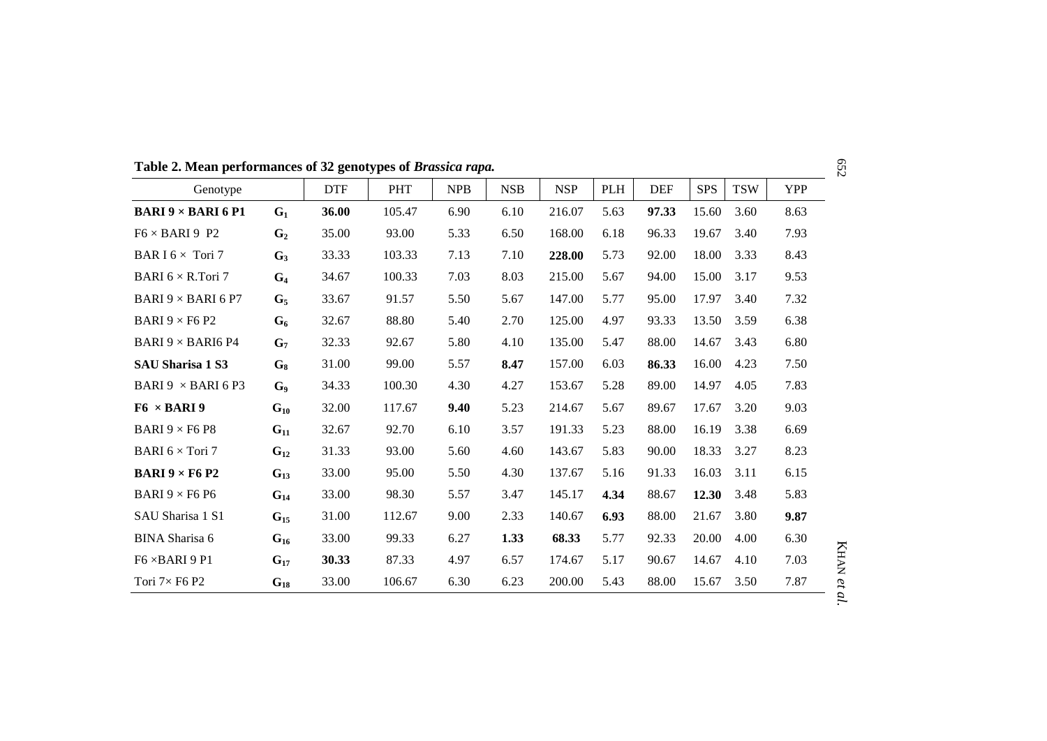**Table 2. Mean performances of 32 genotypes of *Brassica rapa.***

| Genotype | | DTF | PHT | NPB | NSB | NSP | PLH | DEF | SPS | TSW | YPP |
|---|---|---|---|---|---|---|---|---|---|---|---|
| **BARI 9 × BARI 6 P1** | $G_1$ | **36.00** | 105.47 | 6.90 | 6.10 | 216.07 | 5.63 | **97.33** | 15.60 | 3.60 | 8.63 |
| F6 × BARI 9 P2 | $G_2$ | 35.00 | 93.00 | 5.33 | 6.50 | 168.00 | 6.18 | 96.33 | 19.67 | 3.40 | 7.93 |
| BAR I 6 × Tori 7 | $G_3$ | 33.33 | 103.33 | 7.13 | 7.10 | **228.00** | 5.73 | 92.00 | 18.00 | 3.33 | 8.43 |
| BARI 6 × R.Tori 7 | $G_4$ | 34.67 | 100.33 | 7.03 | 8.03 | 215.00 | 5.67 | 94.00 | 15.00 | 3.17 | 9.53 |
| BARI 9 × BARI 6 P7 | $G_5$ | 33.67 | 91.57 | 5.50 | 5.67 | 147.00 | 5.77 | 95.00 | 17.97 | 3.40 | 7.32 |
| BARI 9 × F6 P2 | $G_6$ | 32.67 | 88.80 | 5.40 | 2.70 | 125.00 | 4.97 | 93.33 | 13.50 | 3.59 | 6.38 |
| BARI 9 × BARI6 P4 | $G_7$ | 32.33 | 92.67 | 5.80 | 4.10 | 135.00 | 5.47 | 88.00 | 14.67 | 3.43 | 6.80 |
| **SAU Sharisa 1 S3** | $G_8$ | 31.00 | 99.00 | 5.57 | **8.47** | 157.00 | 6.03 | **86.33** | 16.00 | 4.23 | 7.50 |
| BARI 9 × BARI 6 P3 | $G_9$ | 34.33 | 100.30 | 4.30 | 4.27 | 153.67 | 5.28 | 89.00 | 14.97 | 4.05 | 7.83 |
| **F6 × BARI 9** | $G_{10}$ | 32.00 | 117.67 | **9.40** | 5.23 | 214.67 | 5.67 | 89.67 | 17.67 | 3.20 | 9.03 |
| BARI 9 × F6 P8 | $G_{11}$ | 32.67 | 92.70 | 6.10 | 3.57 | 191.33 | 5.23 | 88.00 | 16.19 | 3.38 | 6.69 |
| BARI 6 × Tori 7 | $G_{12}$ | 31.33 | 93.00 | 5.60 | 4.60 | 143.67 | 5.83 | 90.00 | 18.33 | 3.27 | 8.23 |
| **BARI 9 × F6 P2** | $G_{13}$ | 33.00 | 95.00 | 5.50 | 4.30 | 137.67 | 5.16 | 91.33 | 16.03 | 3.11 | 6.15 |
| BARI 9 × F6 P6 | $G_{14}$ | 33.00 | 98.30 | 5.57 | 3.47 | 145.17 | **4.34** | 88.67 | **12.30** | 3.48 | 5.83 |
| SAU Sharisa 1 S1 | $G_{15}$ | 31.00 | 112.67 | 9.00 | 2.33 | 140.67 | **6.93** | 88.00 | 21.67 | 3.80 | **9.87** |
| BINA Sharisa 6 | $G_{16}$ | 33.00 | 99.33 | 6.27 | **1.33** | **68.33** | 5.77 | 92.33 | 20.00 | 4.00 | 6.30 |
| F6 ×BARI 9 P1 | $G_{17}$ | **30.33** | 87.33 | 4.97 | 6.57 | 174.67 | 5.17 | 90.67 | 14.67 | 4.10 | 7.03 |
| Tori 7× F6 P2 | $G_{18}$ | 33.00 | 106.67 | 6.30 | 6.23 | 200.00 | 5.43 | 88.00 | 15.67 | 3.50 | 7.87 |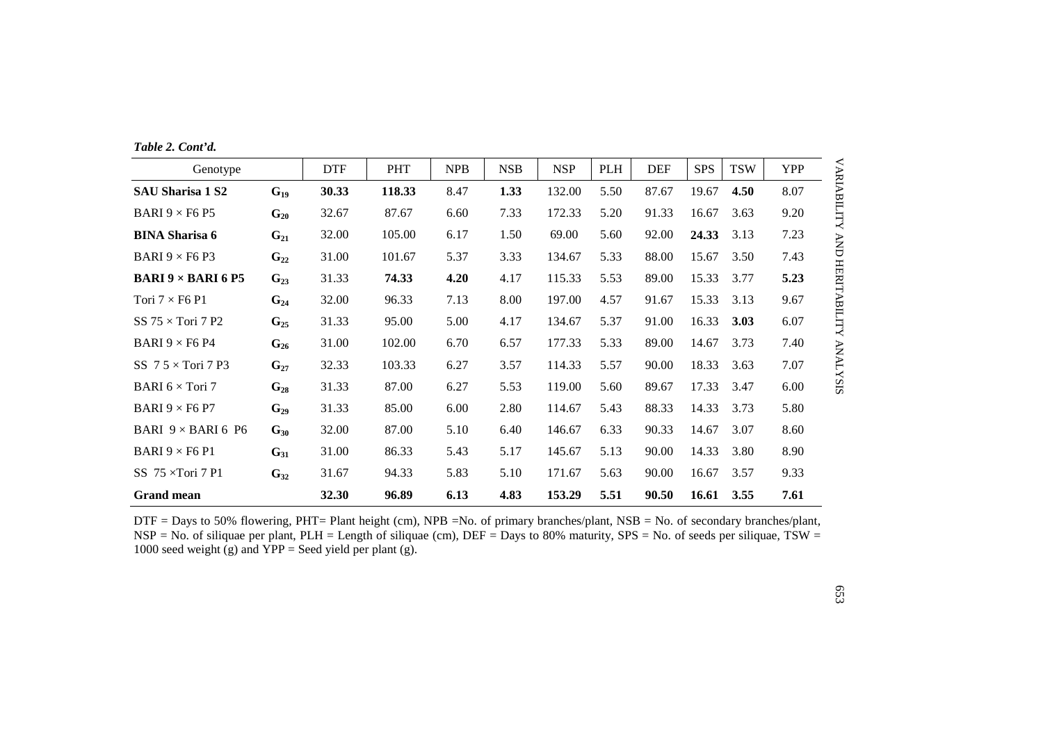***Table 2. Cont'd.***

| Genotype | | DTF | PHT | NPB | NSB | NSP | PLH | DEF | SPS | TSW | YPP |
|---|---|---|---|---|---|---|---|---|---|---|---|
| **SAU Sharisa 1 S2** | $G_{19}$ | **30.33** | **118.33** | 8.47 | **1.33** | 132.00 | 5.50 | 87.67 | 19.67 | **4.50** | 8.07 |
| BARI 9 × F6 P5 | $G_{20}$ | 32.67 | 87.67 | 6.60 | 7.33 | 172.33 | 5.20 | 91.33 | 16.67 | 3.63 | 9.20 |
| **BINA Sharisa 6** | $G_{21}$ | 32.00 | 105.00 | 6.17 | 1.50 | 69.00 | 5.60 | 92.00 | **24.33** | 3.13 | 7.23 |
| BARI 9 × F6 P3 | $G_{22}$ | 31.00 | 101.67 | 5.37 | 3.33 | 134.67 | 5.33 | 88.00 | 15.67 | 3.50 | 7.43 |
| **BARI 9 × BARI 6 P5** | $G_{23}$ | 31.33 | **74.33** | **4.20** | 4.17 | 115.33 | 5.53 | 89.00 | 15.33 | 3.77 | **5.23** |
| Tori 7 × F6 P1 | $G_{24}$ | 32.00 | 96.33 | 7.13 | 8.00 | 197.00 | 4.57 | 91.67 | 15.33 | 3.13 | 9.67 |
| SS 75 × Tori 7 P2 | $G_{25}$ | 31.33 | 95.00 | 5.00 | 4.17 | 134.67 | 5.37 | 91.00 | 16.33 | **3.03** | 6.07 |
| BARI 9 × F6 P4 | $G_{26}$ | 31.00 | 102.00 | 6.70 | 6.57 | 177.33 | 5.33 | 89.00 | 14.67 | 3.73 | 7.40 |
| SS 7 5 × Tori 7 P3 | $G_{27}$ | 32.33 | 103.33 | 6.27 | 3.57 | 114.33 | 5.57 | 90.00 | 18.33 | 3.63 | 7.07 |
| BARI 6 × Tori 7 | $G_{28}$ | 31.33 | 87.00 | 6.27 | 5.53 | 119.00 | 5.60 | 89.67 | 17.33 | 3.47 | 6.00 |
| BARI 9 × F6 P7 | $G_{29}$ | 31.33 | 85.00 | 6.00 | 2.80 | 114.67 | 5.43 | 88.33 | 14.33 | 3.73 | 5.80 |
| BARI 9 × BARI 6 P6 | $G_{30}$ | 32.00 | 87.00 | 5.10 | 6.40 | 146.67 | 6.33 | 90.33 | 14.67 | 3.07 | 8.60 |
| BARI 9 × F6 P1 | $G_{31}$ | 31.00 | 86.33 | 5.43 | 5.17 | 145.67 | 5.13 | 90.00 | 14.33 | 3.80 | 8.90 |
| SS 75 ×Tori 7 P1 | $G_{32}$ | 31.67 | 94.33 | 5.83 | 5.10 | 171.67 | 5.63 | 90.00 | 16.67 | 3.57 | 9.33 |
| **Grand mean** | | **32.30** | **96.89** | **6.13** | **4.83** | **153.29** | **5.51** | **90.50** | **16.61** | **3.55** | **7.61** |

DTF = Days to 50% flowering, PHT= Plant height (cm), NPB =No. of primary branches/plant, NSB = No. of secondary branches/plant, NSP = No. of siliquae per plant, PLH = Length of siliquae (cm), DEF = Days to 80% maturity, SPS = No. of seeds per siliquae, TSW = 1000 seed weight (g) and YPP = Seed yield per plant (g).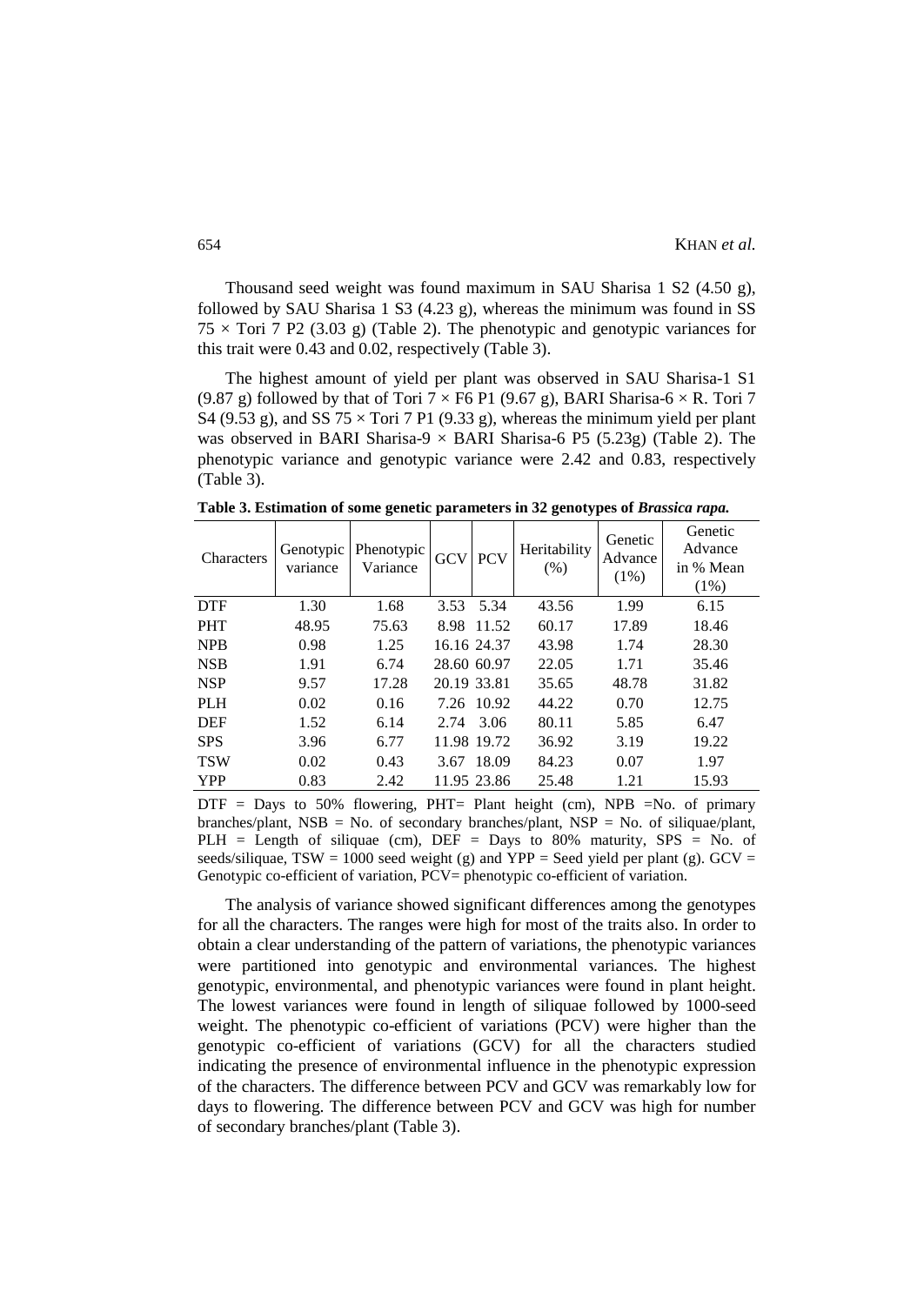Thousand seed weight was found maximum in SAU Sharisa 1 S2 (4.50 g), followed by SAU Sharisa 1 S3 (4.23 g), whereas the minimum was found in SS 75 × Tori 7 P2 (3.03 g) (Table 2). The phenotypic and genotypic variances for this trait were 0.43 and 0.02, respectively (Table 3).

The highest amount of yield per plant was observed in SAU Sharisa-1 S1 (9.87 g) followed by that of Tori 7 × F6 P1 (9.67 g), BARI Sharisa-6 × R. Tori 7 S4 (9.53 g), and SS 75 × Tori 7 P1 (9.33 g), whereas the minimum yield per plant was observed in BARI Sharisa-9 × BARI Sharisa-6 P5 (5.23g) (Table 2). The phenotypic variance and genotypic variance were 2.42 and 0.83, respectively (Table 3).

**Table 3. Estimation of some genetic parameters in 32 genotypes of *Brassica rapa.***

| Characters | Genotypic variance | Phenotypic Variance | GCV | PCV | Heritability (%) | Genetic Advance (1%) | Genetic Advance in % Mean (1%) |
|---|---|---|---|---|---|---|---|
| DTF | 1.30 | 1.68 | 3.53 | 5.34 | 43.56 | 1.99 | 6.15 |
| PHT | 48.95 | 75.63 | 8.98 | 11.52 | 60.17 | 17.89 | 18.46 |
| NPB | 0.98 | 1.25 | 16.16 | 24.37 | 43.98 | 1.74 | 28.30 |
| NSB | 1.91 | 6.74 | 28.60 | 60.97 | 22.05 | 1.71 | 35.46 |
| NSP | 9.57 | 17.28 | 20.19 | 33.81 | 35.65 | 48.78 | 31.82 |
| PLH | 0.02 | 0.16 | 7.26 | 10.92 | 44.22 | 0.70 | 12.75 |
| DEF | 1.52 | 6.14 | 2.74 | 3.06 | 80.11 | 5.85 | 6.47 |
| SPS | 3.96 | 6.77 | 11.98 | 19.72 | 36.92 | 3.19 | 19.22 |
| TSW | 0.02 | 0.43 | 3.67 | 18.09 | 84.23 | 0.07 | 1.97 |
| YPP | 0.83 | 2.42 | 11.95 | 23.86 | 25.48 | 1.21 | 15.93 |

DTF = Days to 50% flowering, PHT= Plant height (cm), NPB =No. of primary branches/plant, NSB = No. of secondary branches/plant, NSP = No. of siliquae/plant, PLH = Length of siliquae (cm), DEF = Days to 80% maturity, SPS = No. of seeds/siliquae, TSW = 1000 seed weight (g) and YPP = Seed yield per plant (g). GCV = Genotypic co-efficient of variation, PCV= phenotypic co-efficient of variation.

The analysis of variance showed significant differences among the genotypes for all the characters. The ranges were high for most of the traits also. In order to obtain a clear understanding of the pattern of variations, the phenotypic variances were partitioned into genotypic and environmental variances. The highest genotypic, environmental, and phenotypic variances were found in plant height. The lowest variances were found in length of siliquae followed by 1000-seed weight. The phenotypic co-efficient of variations (PCV) were higher than the genotypic co-efficient of variations (GCV) for all the characters studied indicating the presence of environmental influence in the phenotypic expression of the characters. The difference between PCV and GCV was remarkably low for days to flowering. The difference between PCV and GCV was high for number of secondary branches/plant (Table 3).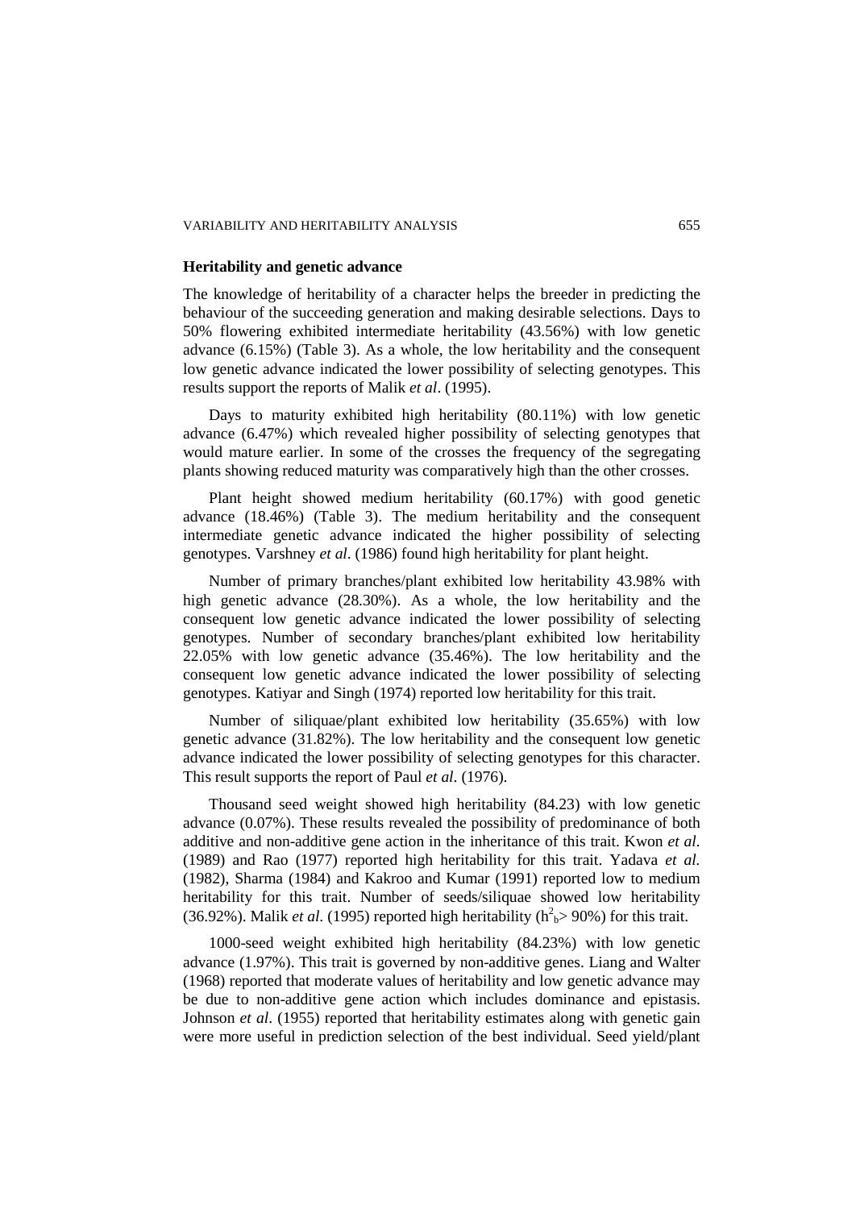### Heritability and genetic advance

The knowledge of heritability of a character helps the breeder in predicting the behaviour of the succeeding generation and making desirable selections. Days to 50% flowering exhibited intermediate heritability (43.56%) with low genetic advance (6.15%) (Table 3). As a whole, the low heritability and the consequent low genetic advance indicated the lower possibility of selecting genotypes. This results support the reports of Malik *et al*. (1995).

Days to maturity exhibited high heritability (80.11%) with low genetic advance (6.47%) which revealed higher possibility of selecting genotypes that would mature earlier. In some of the crosses the frequency of the segregating plants showing reduced maturity was comparatively high than the other crosses.

Plant height showed medium heritability (60.17%) with good genetic advance (18.46%) (Table 3). The medium heritability and the consequent intermediate genetic advance indicated the higher possibility of selecting genotypes. Varshney *et al*. (1986) found high heritability for plant height.

Number of primary branches/plant exhibited low heritability 43.98% with high genetic advance (28.30%). As a whole, the low heritability and the consequent low genetic advance indicated the lower possibility of selecting genotypes. Number of secondary branches/plant exhibited low heritability 22.05% with low genetic advance (35.46%). The low heritability and the consequent low genetic advance indicated the lower possibility of selecting genotypes. Katiyar and Singh (1974) reported low heritability for this trait.

Number of siliquae/plant exhibited low heritability (35.65%) with low genetic advance (31.82%). The low heritability and the consequent low genetic advance indicated the lower possibility of selecting genotypes for this character. This result supports the report of Paul *et al*. (1976).

Thousand seed weight showed high heritability (84.23) with low genetic advance (0.07%). These results revealed the possibility of predominance of both additive and non-additive gene action in the inheritance of this trait. Kwon *et al*. (1989) and Rao (1977) reported high heritability for this trait. Yadava *et al.* (1982), Sharma (1984) and Kakroo and Kumar (1991) reported low to medium heritability for this trait. Number of seeds/siliquae showed low heritability (36.92%). Malik *et al.* (1995) reported high heritability ($h^2_b$> 90%) for this trait.

1000-seed weight exhibited high heritability (84.23%) with low genetic advance (1.97%). This trait is governed by non-additive genes. Liang and Walter (1968) reported that moderate values of heritability and low genetic advance may be due to non-additive gene action which includes dominance and epistasis. Johnson *et al*. (1955) reported that heritability estimates along with genetic gain were more useful in prediction selection of the best individual. Seed yield/plant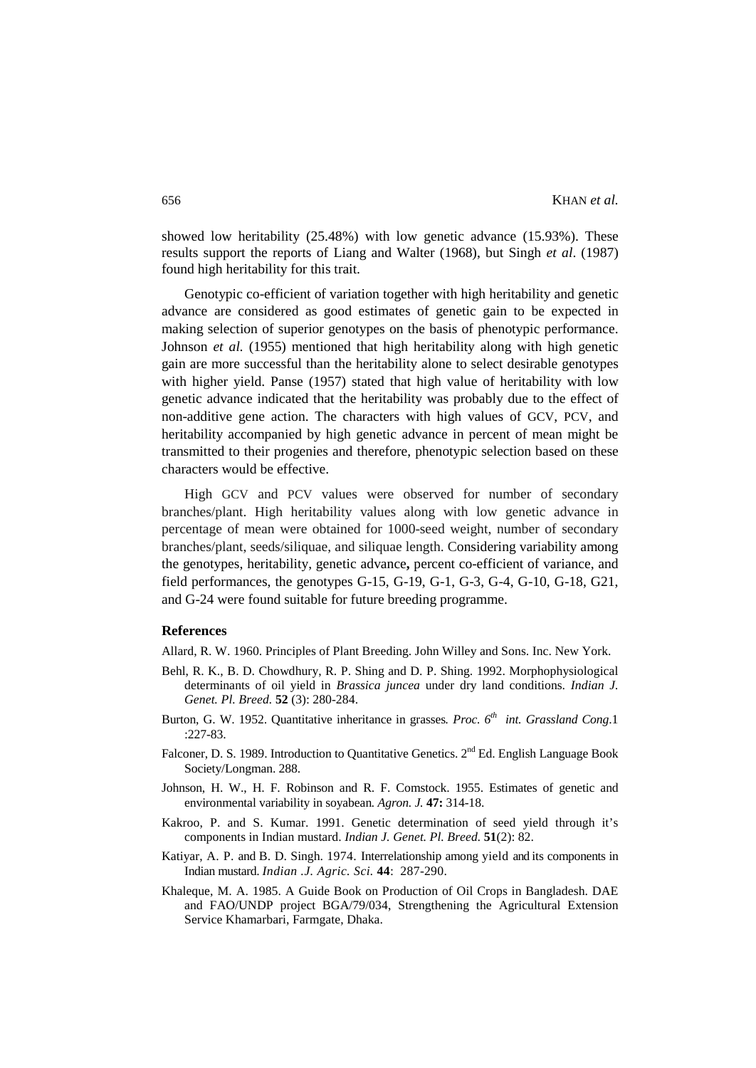showed low heritability (25.48%) with low genetic advance (15.93%). These results support the reports of Liang and Walter (1968), but Singh *et al*. (1987) found high heritability for this trait.

Genotypic co-efficient of variation together with high heritability and genetic advance are considered as good estimates of genetic gain to be expected in making selection of superior genotypes on the basis of phenotypic performance. Johnson *et al.* (1955) mentioned that high heritability along with high genetic gain are more successful than the heritability alone to select desirable genotypes with higher yield. Panse (1957) stated that high value of heritability with low genetic advance indicated that the heritability was probably due to the effect of non-additive gene action. The characters with high values of GCV, PCV, and heritability accompanied by high genetic advance in percent of mean might be transmitted to their progenies and therefore, phenotypic selection based on these characters would be effective.

High GCV and PCV values were observed for number of secondary branches/plant. High heritability values along with low genetic advance in percentage of mean were obtained for 1000-seed weight, number of secondary branches/plant, seeds/siliquae, and siliquae length. Considering variability among the genotypes, heritability, genetic advance**,** percent co-efficient of variance, and field performances, the genotypes G-15, G-19, G-1, G-3, G-4, G-10, G-18, G21, and G-24 were found suitable for future breeding programme.

## References

Allard, R. W. 1960. Principles of Plant Breeding. John Willey and Sons. Inc. New York.

Behl, R. K., B. D. Chowdhury, R. P. Shing and D. P. Shing. 1992. Morphophysiological determinants of oil yield in *Brassica juncea* under dry land conditions. *Indian J. Genet. Pl. Breed.* **52** (3): 280-284.

Burton, G. W. 1952. Quantitative inheritance in grasses*. Proc. 6th int. Grassland Cong.*1 :227-83.

Falconer, D. S. 1989. Introduction to Quantitative Genetics. 2nd Ed. English Language Book Society/Longman. 288.

Johnson, H. W., H. F. Robinson and R. F. Comstock. 1955. Estimates of genetic and environmental variability in soyabean*. Agron. J.* **47:** 314-18.

Kakroo, P. and S. Kumar. 1991. Genetic determination of seed yield through it's components in Indian mustard. *Indian J. Genet. Pl. Breed.* **51**(2): 82.

Katiyar, A. P. and B. D. Singh. 1974. Interrelationship among yield and its components in Indian mustard. *Indian .J. Agric. Sci.* **44**: 287-290.

Khaleque, M. A. 1985. A Guide Book on Production of Oil Crops in Bangladesh. DAE and FAO/UNDP project BGA/79/034, Strengthening the Agricultural Extension Service Khamarbari, Farmgate, Dhaka.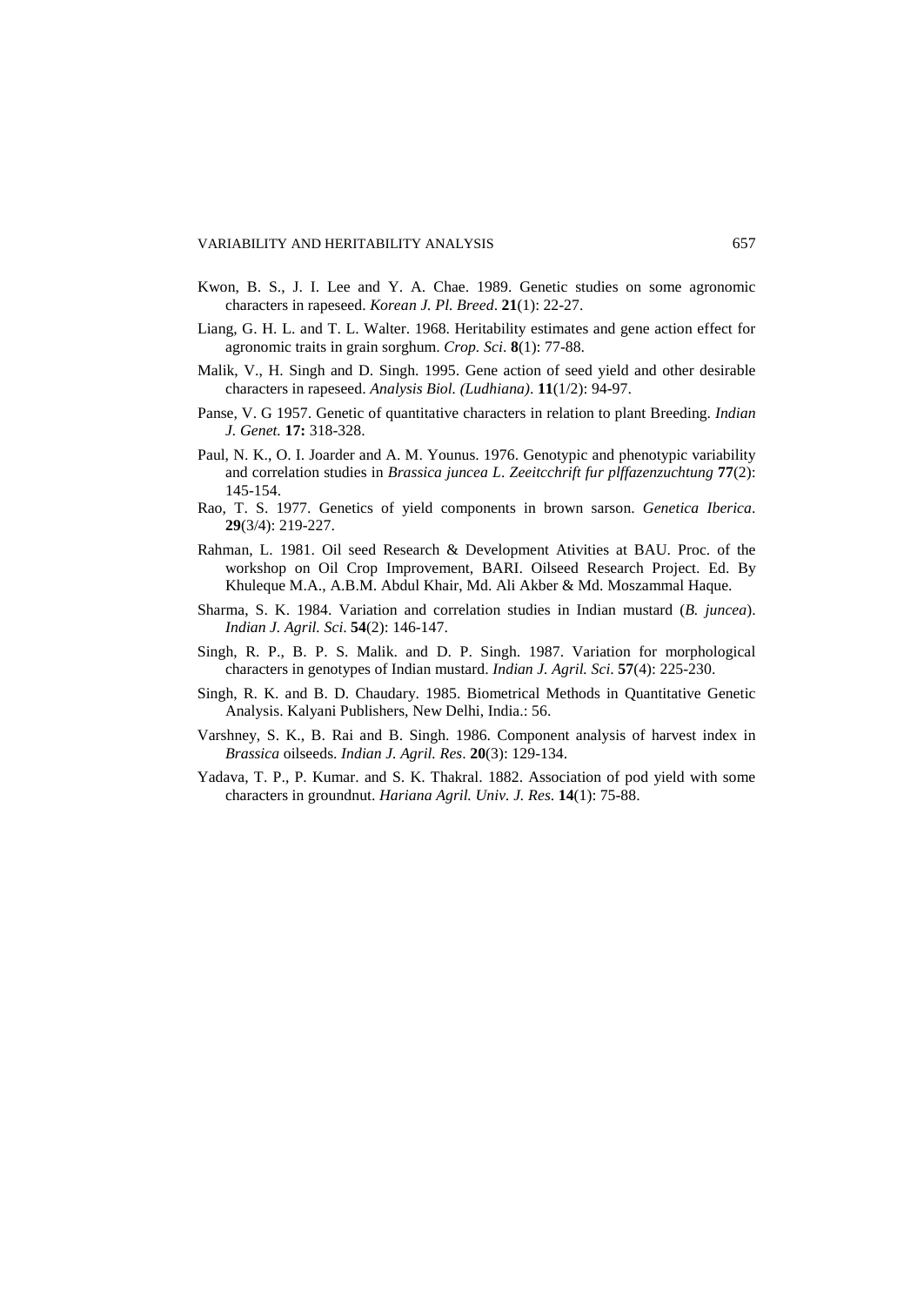Kwon, B. S., J. I. Lee and Y. A. Chae. 1989. Genetic studies on some agronomic characters in rapeseed. *Korean J. Pl. Breed*. **21**(1): 22-27.

Liang, G. H. L. and T. L. Walter. 1968. Heritability estimates and gene action effect for agronomic traits in grain sorghum. *Crop. Sci*. **8**(1): 77-88.

Malik, V., H. Singh and D. Singh. 1995. Gene action of seed yield and other desirable characters in rapeseed. *Analysis Biol. (Ludhiana)*. **11**(1/2): 94-97.

Panse, V. G 1957. Genetic of quantitative characters in relation to plant Breeding. *Indian J. Genet.* **17:** 318-328.

Paul, N. K., O. I. Joarder and A. M. Younus. 1976. Genotypic and phenotypic variability and correlation studies in *Brassica juncea L*. *Zeeitcchrift fur plffazenzuchtung* **77**(2): 145-154.

Rao, T. S. 1977. Genetics of yield components in brown sarson. *Genetica Iberica*. **29**(3/4): 219-227.

Rahman, L. 1981. Oil seed Research & Development Ativities at BAU. Proc. of the workshop on Oil Crop Improvement, BARI. Oilseed Research Project. Ed. By Khuleque M.A., A.B.M. Abdul Khair, Md. Ali Akber & Md. Moszammal Haque.

Sharma, S. K. 1984. Variation and correlation studies in Indian mustard (*B. juncea*). *Indian J. Agril. Sci*. **54**(2): 146-147.

Singh, R. P., B. P. S. Malik. and D. P. Singh. 1987. Variation for morphological characters in genotypes of Indian mustard. *Indian J. Agril. Sci*. **57**(4): 225-230.

Singh, R. K. and B. D. Chaudary. 1985. Biometrical Methods in Quantitative Genetic Analysis. Kalyani Publishers, New Delhi, India.: 56.

Varshney, S. K., B. Rai and B. Singh. 1986. Component analysis of harvest index in *Brassica* oilseeds. *Indian J. Agril. Res*. **20**(3): 129-134.

Yadava, T. P., P. Kumar. and S. K. Thakral. 1882. Association of pod yield with some characters in groundnut. *Hariana Agril. Univ. J. Res*. **14**(1): 75-88.